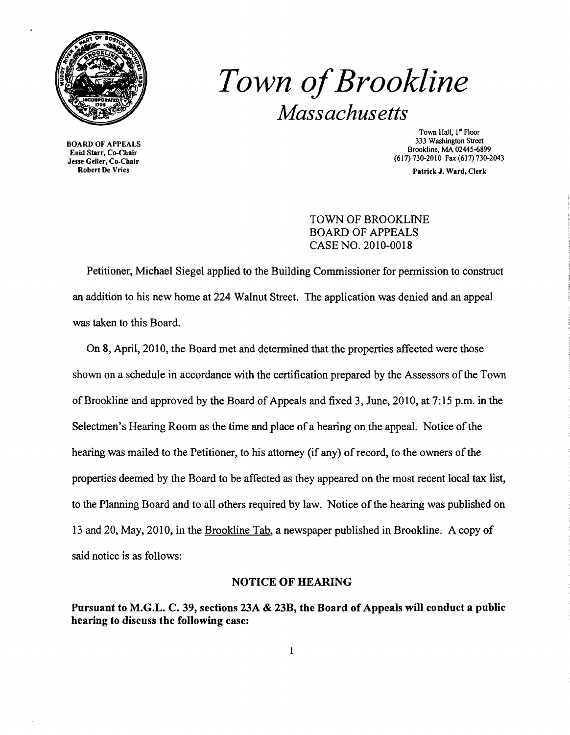# *Town of Brookline*

## *Massachusetts*

BOARD OF APPEALS
Enid Starr, Co-Chair
Jesse Geller, Co-Chair
Robert De Vries

Town Hall, 1st Floor
333 Washington Street
Brookline, MA 02445-6899
(617) 730-2010 Fax (617) 730-2043

Patrick J. Ward, Clerk

TOWN OF BROOKLINE
BOARD OF APPEALS
CASE NO. 2010-0018

Petitioner, Michael Siegel applied to the Building Commissioner for permission to construct an addition to his new home at 224 Walnut Street. The application was denied and an appeal was taken to this Board.

On 8, April, 2010, the Board met and determined that the properties affected were those shown on a schedule in accordance with the certification prepared by the Assessors of the Town of Brookline and approved by the Board of Appeals and fixed 3, June, 2010, at 7:15 p.m. in the Selectmen's Hearing Room as the time and place of a hearing on the appeal. Notice of the hearing was mailed to the Petitioner, to his attorney (if any) of record, to the owners of the properties deemed by the Board to be affected as they appeared on the most recent local tax list, to the Planning Board and to all others required by law. Notice of the hearing was published on 13 and 20, May, 2010, in the Brookline Tab, a newspaper published in Brookline. A copy of said notice is as follows:

### NOTICE OF HEARING

**Pursuant to M.G.L. C. 39, sections 23A & 23B, the Board of Appeals will conduct a public hearing to discuss the following case:**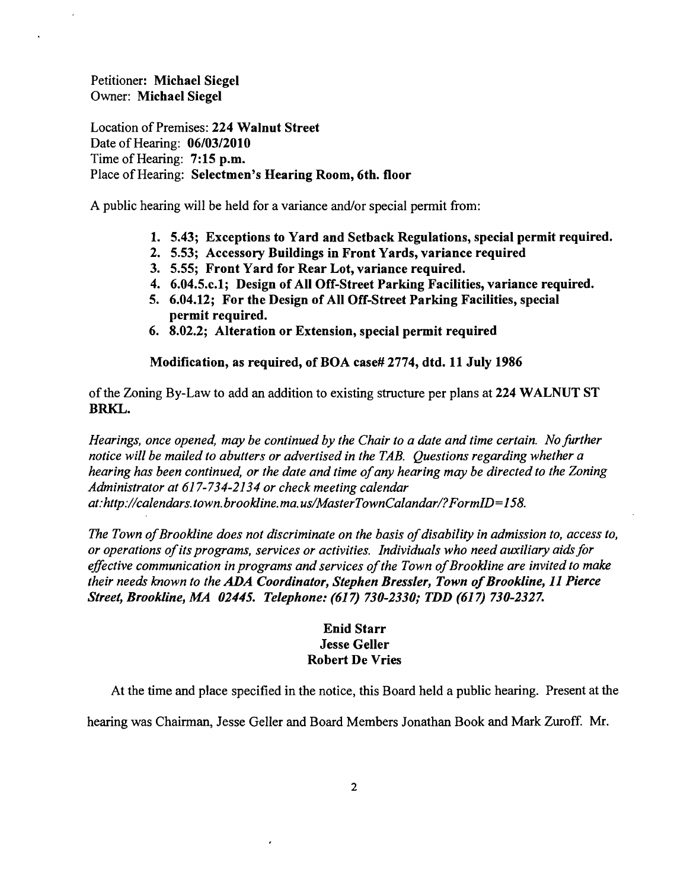Petitioner: **Michael Siegel**
Owner: **Michael Siegel**

Location of Premises: **224 Walnut Street**
Date of Hearing: **06/03/2010**
Time of Hearing: **7:15 p.m.**
Place of Hearing: **Selectmen's Hearing Room, 6th. floor**

A public hearing will be held for a variance and/or special permit from:

1. **5.43; Exceptions to Yard and Setback Regulations, special permit required.**
2. **5.53; Accessory Buildings in Front Yards, variance required**
3. **5.55; Front Yard for Rear Lot, variance required.**
4. **6.04.5.c.1; Design of All Off-Street Parking Facilities, variance required.**
5. **6.04.12; For the Design of All Off-Street Parking Facilities, special permit required.**
6. **8.02.2; Alteration or Extension, special permit required**

**Modification, as required, of BOA case# 2774, dtd. 11 July 1986**

of the Zoning By-Law to add an addition to existing structure per plans at **224 WALNUT ST BRKL.**

*Hearings, once opened, may be continued by the Chair to a date and time certain. No further notice will be mailed to abutters or advertised in the TAB. Questions regarding whether a hearing has been continued, or the date and time of any hearing may be directed to the Zoning Administrator at 617-734-2134 or check meeting calendar at:http://calendars.town.brookline.ma.us/MasterTownCalandar/?FormID=158.*

*The Town of Brookline does not discriminate on the basis of disability in admission to, access to, or operations of its programs, services or activities. Individuals who need auxiliary aids for effective communication in programs and services of the Town of Brookline are invited to make their needs known to the **ADA Coordinator, Stephen Bressler, Town of Brookline, 11 Pierce Street, Brookline, MA 02445. Telephone: (617) 730-2330; TDD (617) 730-2327.***

**Enid Starr**
**Jesse Geller**
**Robert De Vries**

At the time and place specified in the notice, this Board held a public hearing. Present at the hearing was Chairman, Jesse Geller and Board Members Jonathan Book and Mark Zuroff. Mr.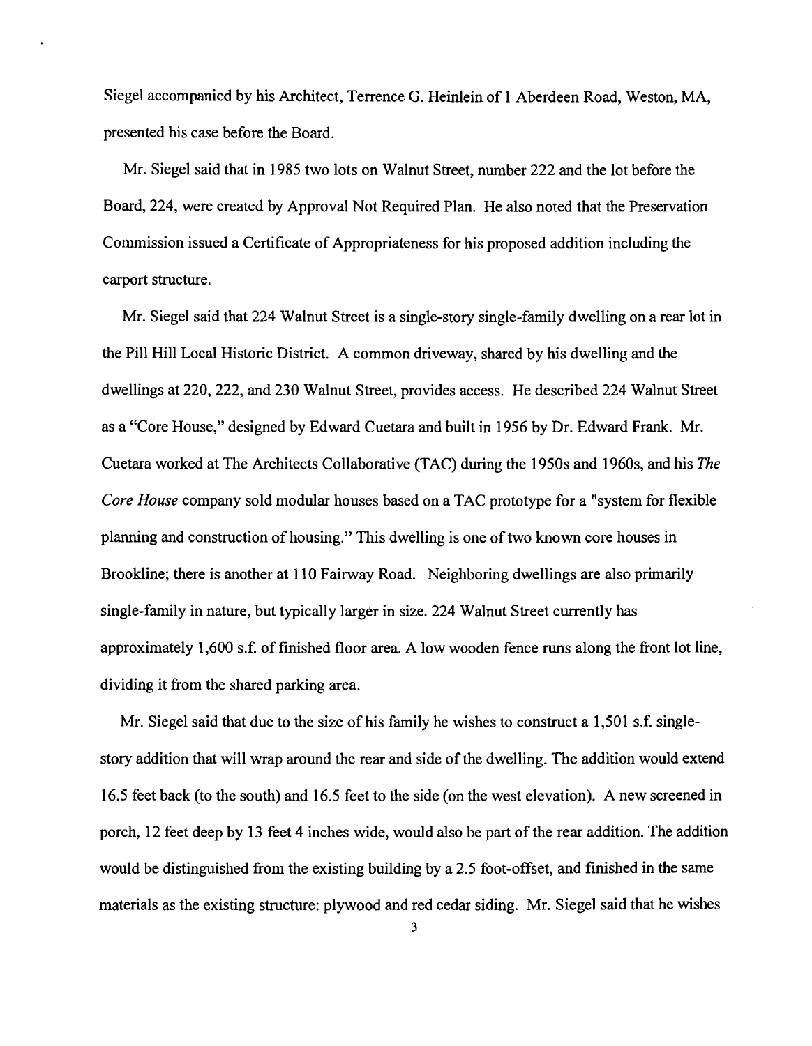Siegel accompanied by his Architect, Terrence G. Heinlein of 1 Aberdeen Road, Weston, MA, presented his case before the Board.

Mr. Siegel said that in 1985 two lots on Walnut Street, number 222 and the lot before the Board, 224, were created by Approval Not Required Plan. He also noted that the Preservation Commission issued a Certificate of Appropriateness for his proposed addition including the carport structure.

Mr. Siegel said that 224 Walnut Street is a single-story single-family dwelling on a rear lot in the Pill Hill Local Historic District. A common driveway, shared by his dwelling and the dwellings at 220, 222, and 230 Walnut Street, provides access. He described 224 Walnut Street as a "Core House," designed by Edward Cuetara and built in 1956 by Dr. Edward Frank. Mr. Cuetara worked at The Architects Collaborative (TAC) during the 1950s and 1960s, and his *The Core House* company sold modular houses based on a TAC prototype for a "system for flexible planning and construction of housing." This dwelling is one of two known core houses in Brookline; there is another at 110 Fairway Road. Neighboring dwellings are also primarily single-family in nature, but typically larger in size. 224 Walnut Street currently has approximately 1,600 s.f. of finished floor area. A low wooden fence runs along the front lot line, dividing it from the shared parking area.

Mr. Siegel said that due to the size of his family he wishes to construct a 1,501 s.f. single-story addition that will wrap around the rear and side of the dwelling. The addition would extend 16.5 feet back (to the south) and 16.5 feet to the side (on the west elevation). A new screened in porch, 12 feet deep by 13 feet 4 inches wide, would also be part of the rear addition. The addition would be distinguished from the existing building by a 2.5 foot-offset, and finished in the same materials as the existing structure: plywood and red cedar siding. Mr. Siegel said that he wishes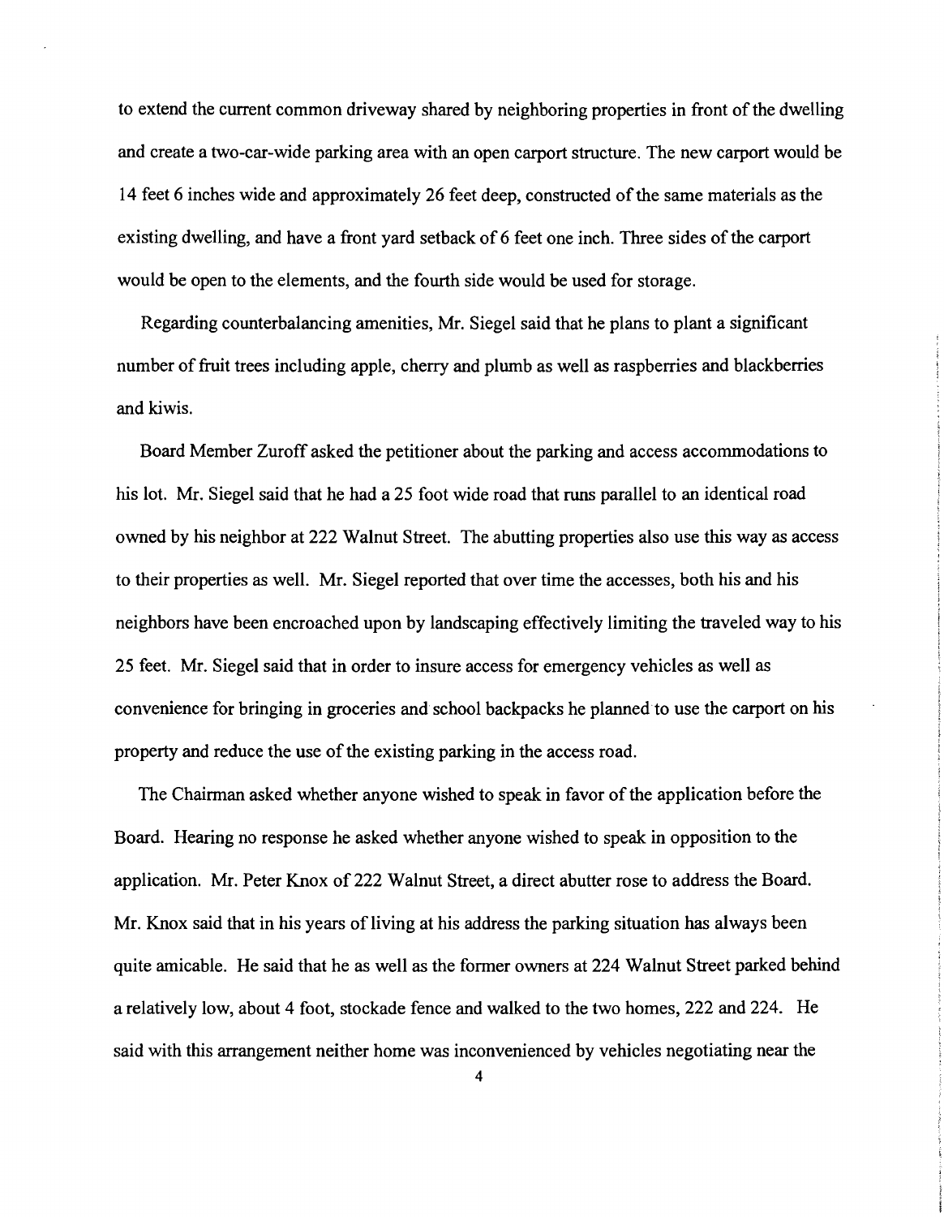to extend the current common driveway shared by neighboring properties in front of the dwelling and create a two-car-wide parking area with an open carport structure. The new carport would be 14 feet 6 inches wide and approximately 26 feet deep, constructed of the same materials as the existing dwelling, and have a front yard setback of 6 feet one inch. Three sides of the carport would be open to the elements, and the fourth side would be used for storage.

Regarding counterbalancing amenities, Mr. Siegel said that he plans to plant a significant number of fruit trees including apple, cherry and plumb as well as raspberries and blackberries and kiwis.

Board Member Zuroff asked the petitioner about the parking and access accommodations to his lot. Mr. Siegel said that he had a 25 foot wide road that runs parallel to an identical road owned by his neighbor at 222 Walnut Street. The abutting properties also use this way as access to their properties as well. Mr. Siegel reported that over time the accesses, both his and his neighbors have been encroached upon by landscaping effectively limiting the traveled way to his 25 feet. Mr. Siegel said that in order to insure access for emergency vehicles as well as convenience for bringing in groceries and school backpacks he planned to use the carport on his property and reduce the use of the existing parking in the access road.

The Chairman asked whether anyone wished to speak in favor of the application before the Board. Hearing no response he asked whether anyone wished to speak in opposition to the application. Mr. Peter Knox of 222 Walnut Street, a direct abutter rose to address the Board. Mr. Knox said that in his years of living at his address the parking situation has always been quite amicable. He said that he as well as the former owners at 224 Walnut Street parked behind a relatively low, about 4 foot, stockade fence and walked to the two homes, 222 and 224. He said with this arrangement neither home was inconvenienced by vehicles negotiating near the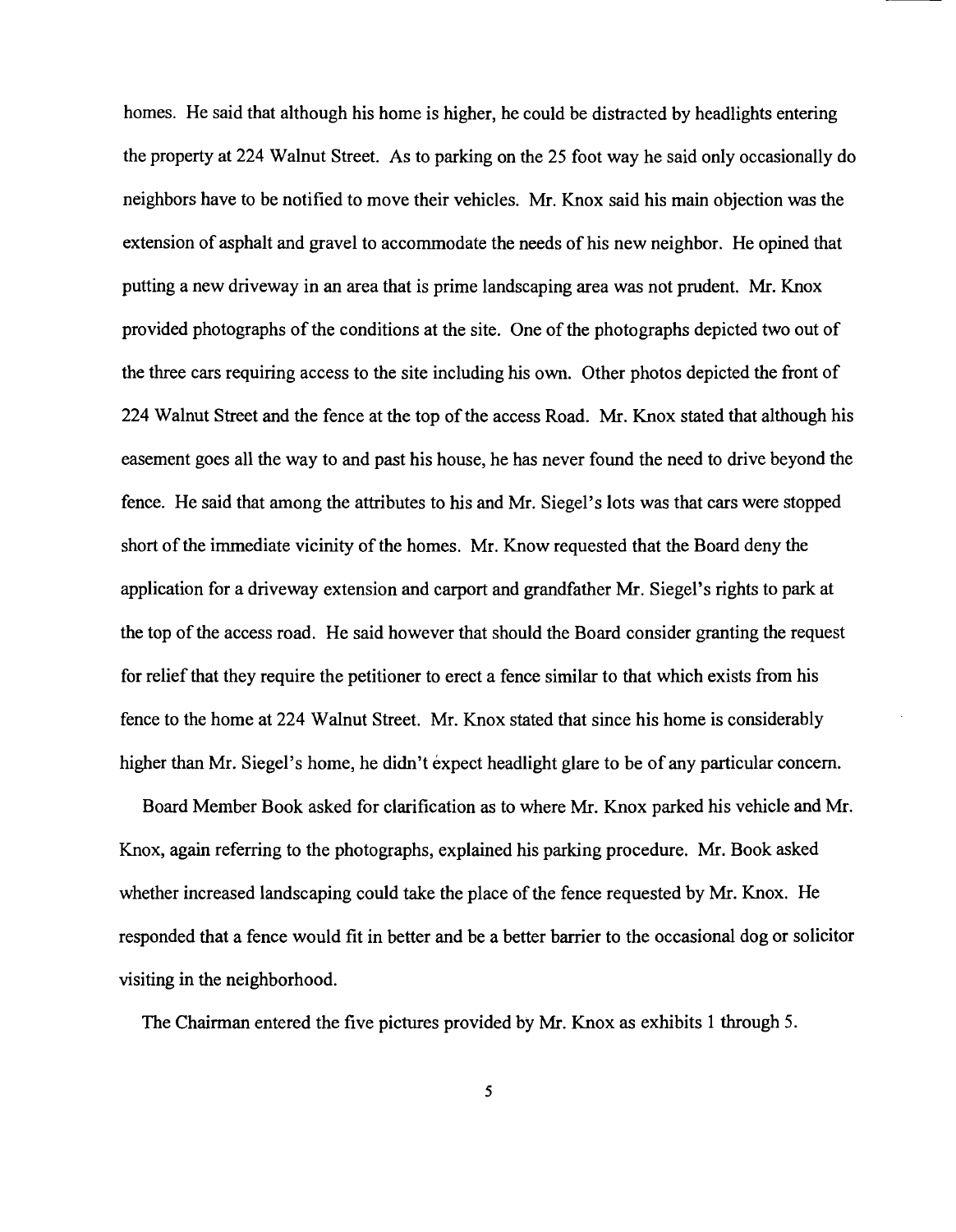homes. He said that although his home is higher, he could be distracted by headlights entering the property at 224 Walnut Street. As to parking on the 25 foot way he said only occasionally do neighbors have to be notified to move their vehicles. Mr. Knox said his main objection was the extension of asphalt and gravel to accommodate the needs of his new neighbor. He opined that putting a new driveway in an area that is prime landscaping area was not prudent. Mr. Knox provided photographs of the conditions at the site. One of the photographs depicted two out of the three cars requiring access to the site including his own. Other photos depicted the front of 224 Walnut Street and the fence at the top of the access Road. Mr. Knox stated that although his easement goes all the way to and past his house, he has never found the need to drive beyond the fence. He said that among the attributes to his and Mr. Siegel's lots was that cars were stopped short of the immediate vicinity of the homes. Mr. Know requested that the Board deny the application for a driveway extension and carport and grandfather Mr. Siegel's rights to park at the top of the access road. He said however that should the Board consider granting the request for relief that they require the petitioner to erect a fence similar to that which exists from his fence to the home at 224 Walnut Street. Mr. Knox stated that since his home is considerably higher than Mr. Siegel's home, he didn't expect headlight glare to be of any particular concern.

Board Member Book asked for clarification as to where Mr. Knox parked his vehicle and Mr. Knox, again referring to the photographs, explained his parking procedure. Mr. Book asked whether increased landscaping could take the place of the fence requested by Mr. Knox. He responded that a fence would fit in better and be a better barrier to the occasional dog or solicitor visiting in the neighborhood.

The Chairman entered the five pictures provided by Mr. Knox as exhibits 1 through 5.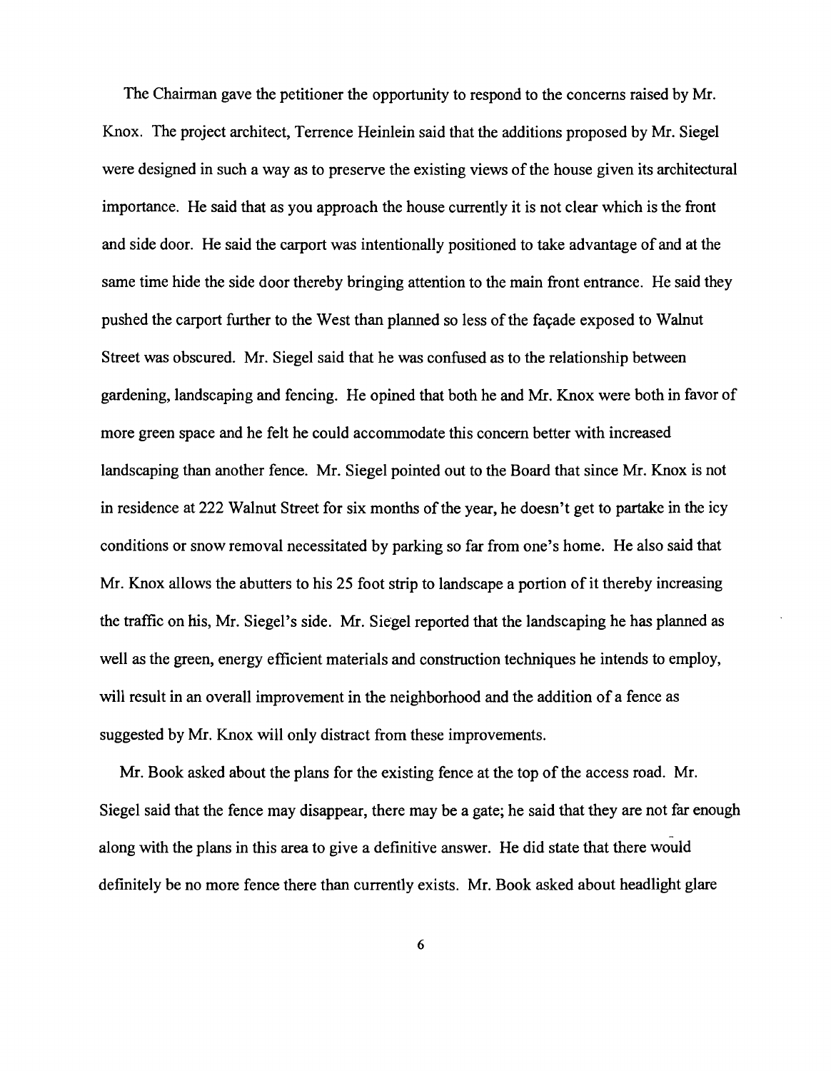The Chairman gave the petitioner the opportunity to respond to the concerns raised by Mr. Knox. The project architect, Terrence Heinlein said that the additions proposed by Mr. Siegel were designed in such a way as to preserve the existing views of the house given its architectural importance. He said that as you approach the house currently it is not clear which is the front and side door. He said the carport was intentionally positioned to take advantage of and at the same time hide the side door thereby bringing attention to the main front entrance. He said they pushed the carport further to the West than planned so less of the façade exposed to Walnut Street was obscured. Mr. Siegel said that he was confused as to the relationship between gardening, landscaping and fencing. He opined that both he and Mr. Knox were both in favor of more green space and he felt he could accommodate this concern better with increased landscaping than another fence. Mr. Siegel pointed out to the Board that since Mr. Knox is not in residence at 222 Walnut Street for six months of the year, he doesn't get to partake in the icy conditions or snow removal necessitated by parking so far from one's home. He also said that Mr. Knox allows the abutters to his 25 foot strip to landscape a portion of it thereby increasing the traffic on his, Mr. Siegel's side. Mr. Siegel reported that the landscaping he has planned as well as the green, energy efficient materials and construction techniques he intends to employ, will result in an overall improvement in the neighborhood and the addition of a fence as suggested by Mr. Knox will only distract from these improvements.

Mr. Book asked about the plans for the existing fence at the top of the access road. Mr. Siegel said that the fence may disappear, there may be a gate; he said that they are not far enough along with the plans in this area to give a definitive answer. He did state that there would definitely be no more fence there than currently exists. Mr. Book asked about headlight glare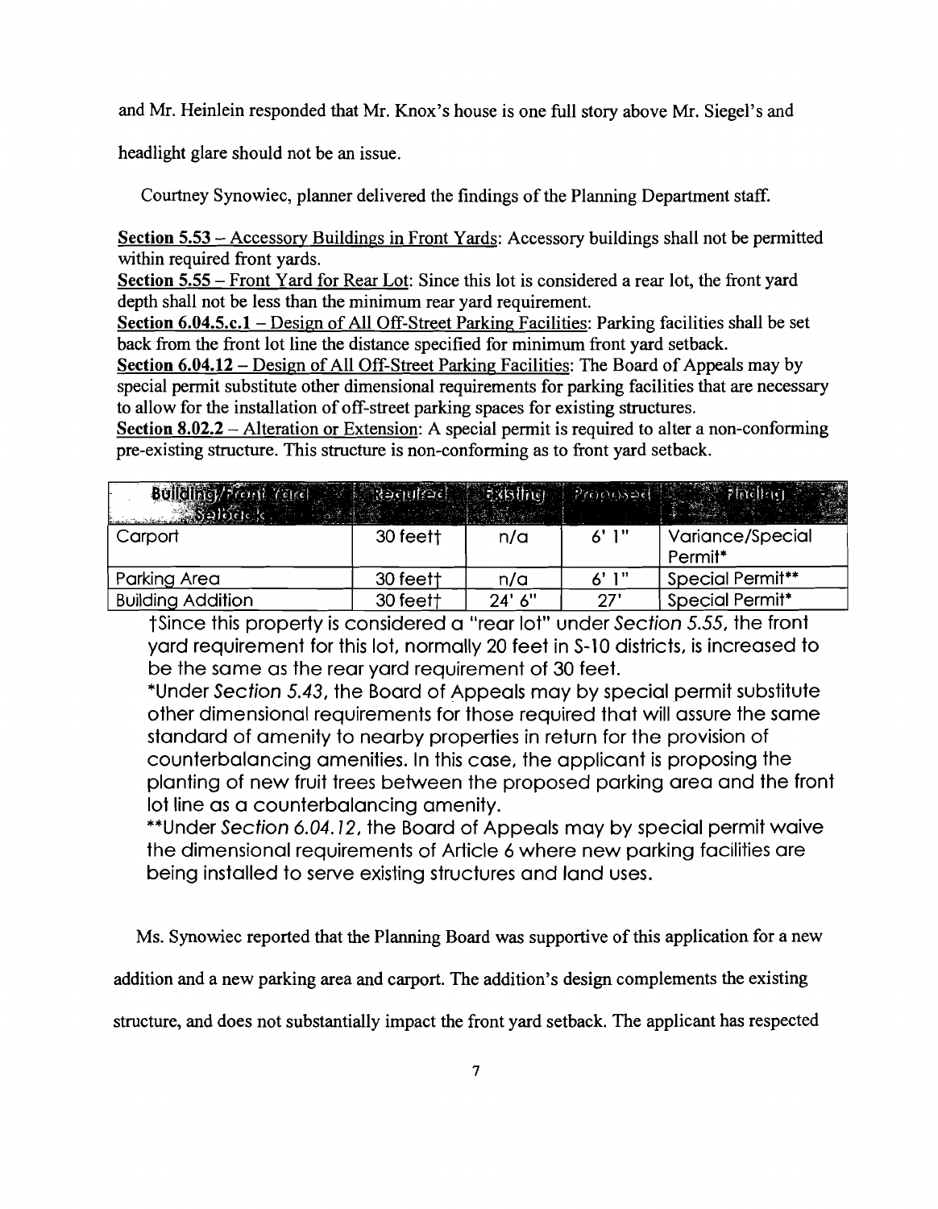and Mr. Heinlein responded that Mr. Knox's house is one full story above Mr. Siegel's and headlight glare should not be an issue.

Courtney Synowiec, planner delivered the findings of the Planning Department staff.

**Section 5.53** – Accessory Buildings in Front Yards: Accessory buildings shall not be permitted within required front yards.
**Section 5.55** – Front Yard for Rear Lot: Since this lot is considered a rear lot, the front yard depth shall not be less than the minimum rear yard requirement.
**Section 6.04.5.c.1** – Design of All Off-Street Parking Facilities: Parking facilities shall be set back from the front lot line the distance specified for minimum front yard setback.
**Section 6.04.12** – Design of All Off-Street Parking Facilities: The Board of Appeals may by special permit substitute other dimensional requirements for parking facilities that are necessary to allow for the installation of off-street parking spaces for existing structures.
**Section 8.02.2** – Alteration or Extension: A special permit is required to alter a non-conforming pre-existing structure. This structure is non-conforming as to front yard setback.

| Building/Front Yard Setback | Required | Existing | Proposed | Finding |
|---|---|---|---|---|
| Carport | 30 feet† | n/a | 6' 1" | Variance/Special Permit* |
| Parking Area | 30 feet† | n/a | 6' 1" | Special Permit** |
| Building Addition | 30 feet† | 24' 6" | 27' | Special Permit* |

†Since this property is considered a "rear lot" under *Section 5.55*, the front yard requirement for this lot, normally 20 feet in S-10 districts, is increased to be the same as the rear yard requirement of 30 feet.
*Under *Section 5.43*, the Board of Appeals may by special permit substitute other dimensional requirements for those required that will assure the same standard of amenity to nearby properties in return for the provision of counterbalancing amenities. In this case, the applicant is proposing the planting of new fruit trees between the proposed parking area and the front lot line as a counterbalancing amenity.
**Under *Section 6.04.12*, the Board of Appeals may by special permit waive the dimensional requirements of Article 6 where new parking facilities are being installed to serve existing structures and land uses.

Ms. Synowiec reported that the Planning Board was supportive of this application for a new addition and a new parking area and carport. The addition's design complements the existing structure, and does not substantially impact the front yard setback. The applicant has respected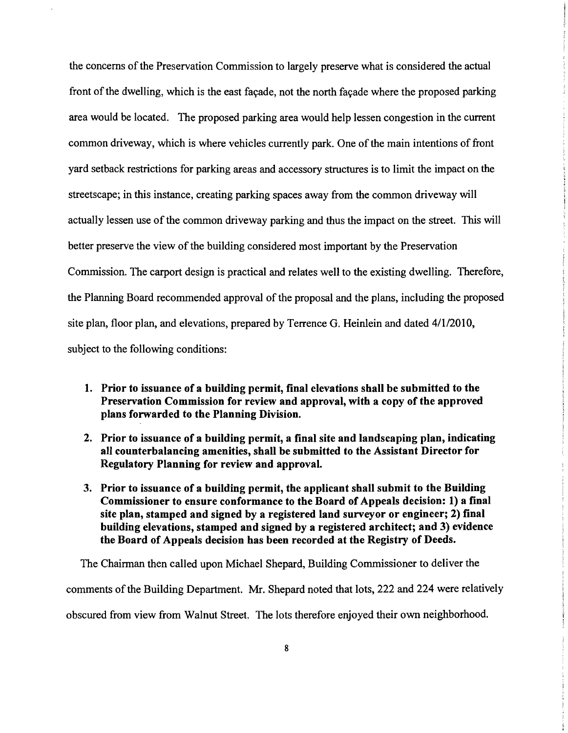the concerns of the Preservation Commission to largely preserve what is considered the actual front of the dwelling, which is the east façade, not the north façade where the proposed parking area would be located. The proposed parking area would help lessen congestion in the current common driveway, which is where vehicles currently park. One of the main intentions of front yard setback restrictions for parking areas and accessory structures is to limit the impact on the streetscape; in this instance, creating parking spaces away from the common driveway will actually lessen use of the common driveway parking and thus the impact on the street. This will better preserve the view of the building considered most important by the Preservation Commission. The carport design is practical and relates well to the existing dwelling. Therefore, the Planning Board recommended approval of the proposal and the plans, including the proposed site plan, floor plan, and elevations, prepared by Terrence G. Heinlein and dated 4/1/2010, subject to the following conditions:

1. **Prior to issuance of a building permit, final elevations shall be submitted to the Preservation Commission for review and approval, with a copy of the approved plans forwarded to the Planning Division.**

2. **Prior to issuance of a building permit, a final site and landscaping plan, indicating all counterbalancing amenities, shall be submitted to the Assistant Director for Regulatory Planning for review and approval.**

3. **Prior to issuance of a building permit, the applicant shall submit to the Building Commissioner to ensure conformance to the Board of Appeals decision: 1) a final site plan, stamped and signed by a registered land surveyor or engineer; 2) final building elevations, stamped and signed by a registered architect; and 3) evidence the Board of Appeals decision has been recorded at the Registry of Deeds.**

The Chairman then called upon Michael Shepard, Building Commissioner to deliver the comments of the Building Department. Mr. Shepard noted that lots, 222 and 224 were relatively obscured from view from Walnut Street. The lots therefore enjoyed their own neighborhood.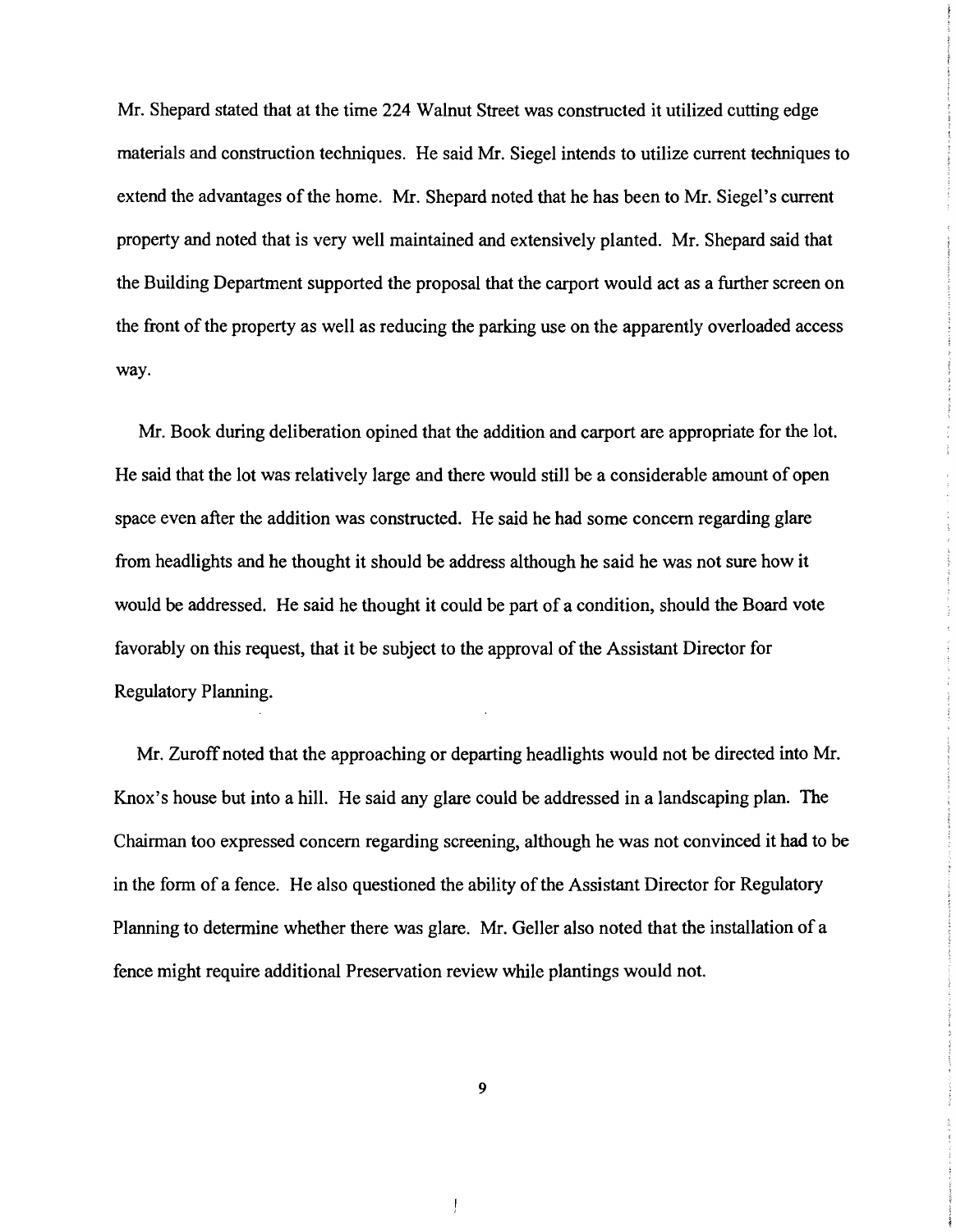Mr. Shepard stated that at the time 224 Walnut Street was constructed it utilized cutting edge materials and construction techniques. He said Mr. Siegel intends to utilize current techniques to extend the advantages of the home. Mr. Shepard noted that he has been to Mr. Siegel's current property and noted that is very well maintained and extensively planted. Mr. Shepard said that the Building Department supported the proposal that the carport would act as a further screen on the front of the property as well as reducing the parking use on the apparently overloaded access way.

Mr. Book during deliberation opined that the addition and carport are appropriate for the lot. He said that the lot was relatively large and there would still be a considerable amount of open space even after the addition was constructed. He said he had some concern regarding glare from headlights and he thought it should be address although he said he was not sure how it would be addressed. He said he thought it could be part of a condition, should the Board vote favorably on this request, that it be subject to the approval of the Assistant Director for Regulatory Planning.

Mr. Zuroff noted that the approaching or departing headlights would not be directed into Mr. Knox's house but into a hill. He said any glare could be addressed in a landscaping plan. The Chairman too expressed concern regarding screening, although he was not convinced it had to be in the form of a fence. He also questioned the ability of the Assistant Director for Regulatory Planning to determine whether there was glare. Mr. Geller also noted that the installation of a fence might require additional Preservation review while plantings would not.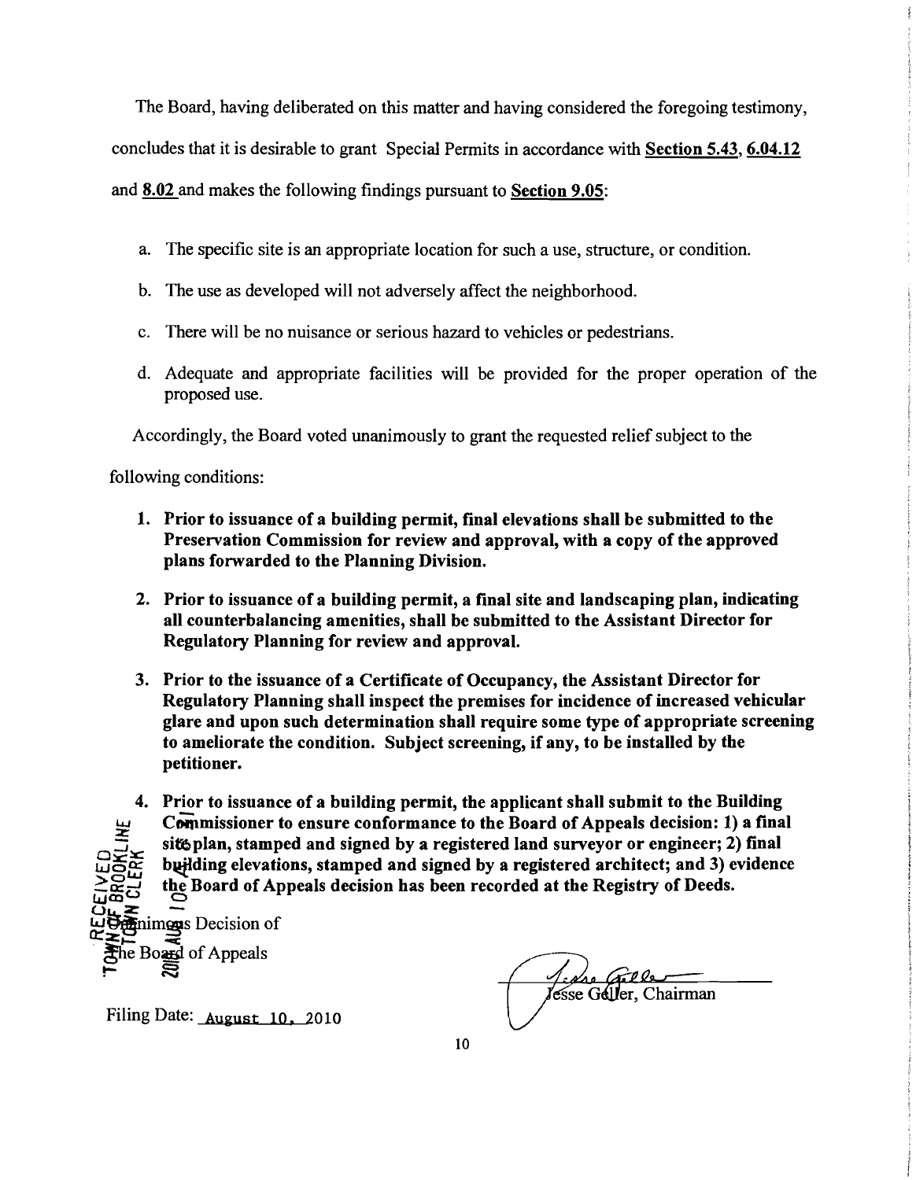The Board, having deliberated on this matter and having considered the foregoing testimony, concludes that it is desirable to grant Special Permits in accordance with **Section 5.43**, **6.04.12** and **8.02** and makes the following findings pursuant to **Section 9.05**:

a. The specific site is an appropriate location for such a use, structure, or condition.

b. The use as developed will not adversely affect the neighborhood.

c. There will be no nuisance or serious hazard to vehicles or pedestrians.

d. Adequate and appropriate facilities will be provided for the proper operation of the proposed use.

Accordingly, the Board voted unanimously to grant the requested relief subject to the following conditions:

1. **Prior to issuance of a building permit, final elevations shall be submitted to the Preservation Commission for review and approval, with a copy of the approved plans forwarded to the Planning Division.**

2. **Prior to issuance of a building permit, a final site and landscaping plan, indicating all counterbalancing amenities, shall be submitted to the Assistant Director for Regulatory Planning for review and approval.**

3. **Prior to the issuance of a Certificate of Occupancy, the Assistant Director for Regulatory Planning shall inspect the premises for incidence of increased vehicular glare and upon such determination shall require some type of appropriate screening to ameliorate the condition. Subject screening, if any, to be installed by the petitioner.**

4. **Prior to issuance of a building permit, the applicant shall submit to the Building Commissioner to ensure conformance to the Board of Appeals decision: 1) a final site plan, stamped and signed by a registered land surveyor or engineer; 2) final building elevations, stamped and signed by a registered architect; and 3) evidence the Board of Appeals decision has been recorded at the Registry of Deeds.**

RECEIVED
TOWN OF BROOKLINE
TOWN CLERK
2010 AUG 10

Unanimous Decision of
The Board of Appeals

Filing Date: August 10, 2010

Jesse Geller, Chairman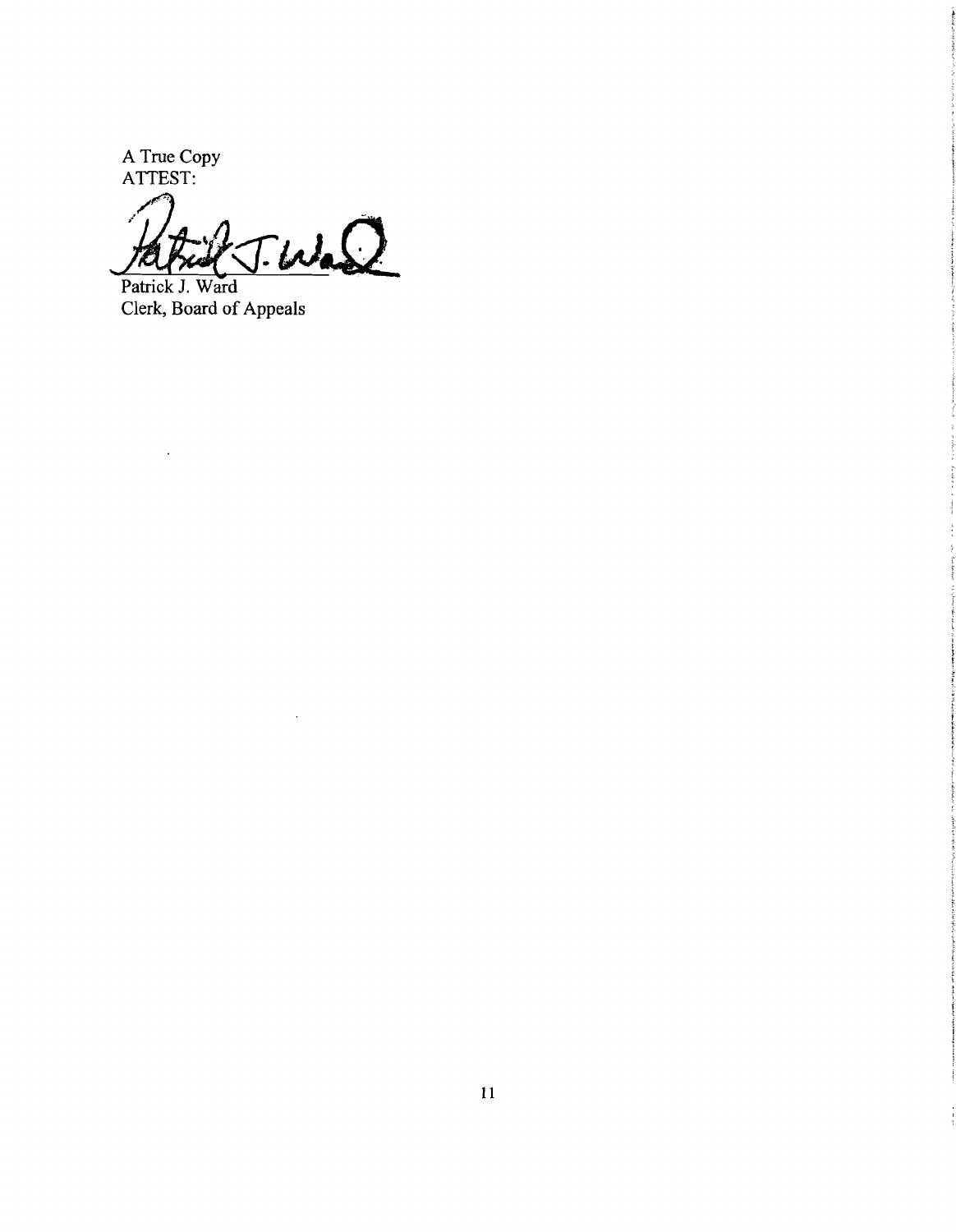A True Copy
ATTEST:

Patrick J. Ward
Clerk, Board of Appeals